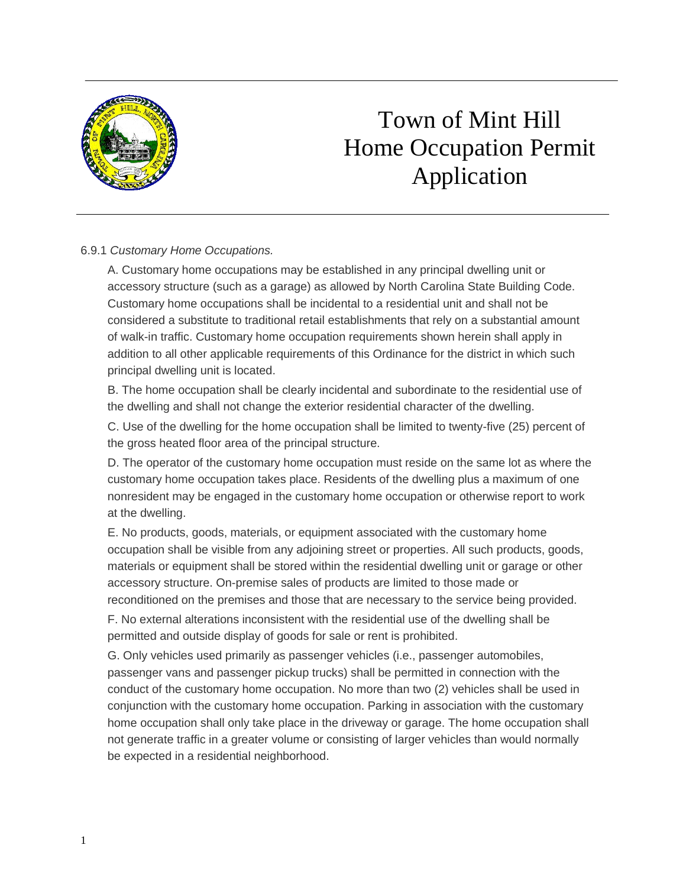# Town of Mint Hill Home Occupation Permit Application

6.9.1 *Customary Home Occupations.*

A. Customary home occupations may be established in any principal dwelling unit or accessory structure (such as a garage) as allowed by North Carolina State Building Code. Customary home occupations shall be incidental to a residential unit and shall not be considered a substitute to traditional retail establishments that rely on a substantial amount of walk-in traffic. Customary home occupation requirements shown herein shall apply in addition to all other applicable requirements of this Ordinance for the district in which such principal dwelling unit is located.

B. The home occupation shall be clearly incidental and subordinate to the residential use of the dwelling and shall not change the exterior residential character of the dwelling.

C. Use of the dwelling for the home occupation shall be limited to twenty-five (25) percent of the gross heated floor area of the principal structure.

D. The operator of the customary home occupation must reside on the same lot as where the customary home occupation takes place. Residents of the dwelling plus a maximum of one nonresident may be engaged in the customary home occupation or otherwise report to work at the dwelling.

E. No products, goods, materials, or equipment associated with the customary home occupation shall be visible from any adjoining street or properties. All such products, goods, materials or equipment shall be stored within the residential dwelling unit or garage or other accessory structure. On-premise sales of products are limited to those made or reconditioned on the premises and those that are necessary to the service being provided.

F. No external alterations inconsistent with the residential use of the dwelling shall be permitted and outside display of goods for sale or rent is prohibited.

G. Only vehicles used primarily as passenger vehicles (i.e., passenger automobiles, passenger vans and passenger pickup trucks) shall be permitted in connection with the conduct of the customary home occupation. No more than two (2) vehicles shall be used in conjunction with the customary home occupation. Parking in association with the customary home occupation shall only take place in the driveway or garage. The home occupation shall not generate traffic in a greater volume or consisting of larger vehicles than would normally be expected in a residential neighborhood.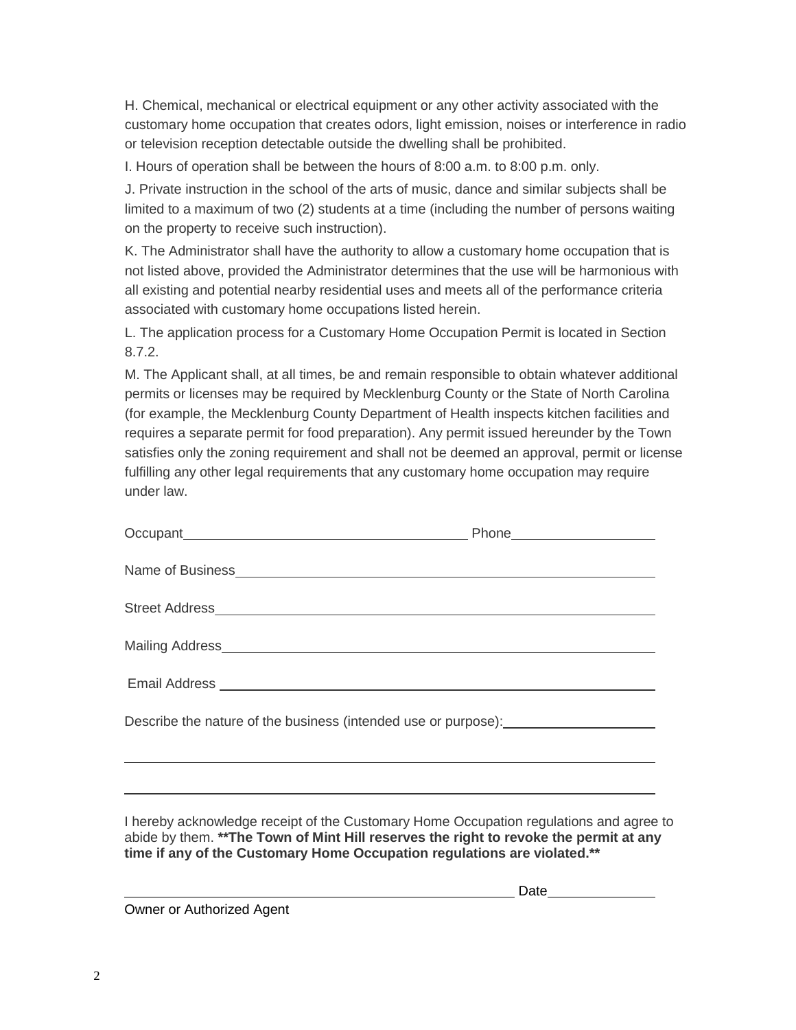H. Chemical, mechanical or electrical equipment or any other activity associated with the customary home occupation that creates odors, light emission, noises or interference in radio or television reception detectable outside the dwelling shall be prohibited.

I. Hours of operation shall be between the hours of 8:00 a.m. to 8:00 p.m. only.

J. Private instruction in the school of the arts of music, dance and similar subjects shall be limited to a maximum of two (2) students at a time (including the number of persons waiting on the property to receive such instruction).

K. The Administrator shall have the authority to allow a customary home occupation that is not listed above, provided the Administrator determines that the use will be harmonious with all existing and potential nearby residential uses and meets all of the performance criteria associated with customary home occupations listed herein.

L. The application process for a Customary Home Occupation Permit is located in Section 8.7.2.

M. The Applicant shall, at all times, be and remain responsible to obtain whatever additional permits or licenses may be required by Mecklenburg County or the State of North Carolina (for example, the Mecklenburg County Department of Health inspects kitchen facilities and requires a separate permit for food preparation). Any permit issued hereunder by the Town satisfies only the zoning requirement and shall not be deemed an approval, permit or license fulfilling any other legal requirements that any customary home occupation may require under law.

Occupant______________________________________ Phone____________________

Name of Business______________________________________________________________

Street Address________________________________________________________________

Mailing Address_______________________________________________________________

Email Address ________________________________________________________________

Describe the nature of the business (intended use or purpose):____________________

______________________________________________________________________________

______________________________________________________________________________

I hereby acknowledge receipt of the Customary Home Occupation regulations and agree to abide by them. **The Town of Mint Hill reserves the right to revoke the permit at any time if any of the Customary Home Occupation regulations are violated.**

_______________________________________________________ Date_______________

Owner or Authorized Agent